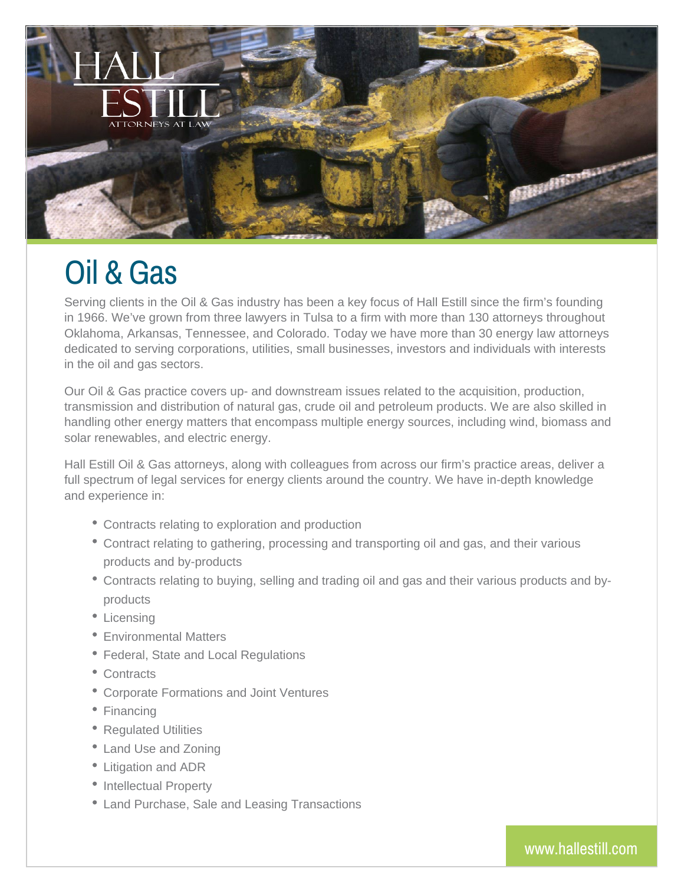HALL ESTILL
ATTORNEYS AT LAW

# Oil & Gas

Serving clients in the Oil & Gas industry has been a key focus of Hall Estill since the firm's founding in 1966. We've grown from three lawyers in Tulsa to a firm with more than 130 attorneys throughout Oklahoma, Arkansas, Tennessee, and Colorado. Today we have more than 30 energy law attorneys dedicated to serving corporations, utilities, small businesses, investors and individuals with interests in the oil and gas sectors.

Our Oil & Gas practice covers up- and downstream issues related to the acquisition, production, transmission and distribution of natural gas, crude oil and petroleum products. We are also skilled in handling other energy matters that encompass multiple energy sources, including wind, biomass and solar renewables, and electric energy.

Hall Estill Oil & Gas attorneys, along with colleagues from across our firm's practice areas, deliver a full spectrum of legal services for energy clients around the country. We have in-depth knowledge and experience in:

- Contracts relating to exploration and production
- Contract relating to gathering, processing and transporting oil and gas, and their various products and by-products
- Contracts relating to buying, selling and trading oil and gas and their various products and by-products
- Licensing
- Environmental Matters
- Federal, State and Local Regulations
- Contracts
- Corporate Formations and Joint Ventures
- Financing
- Regulated Utilities
- Land Use and Zoning
- Litigation and ADR
- Intellectual Property
- Land Purchase, Sale and Leasing Transactions

www.hallestill.com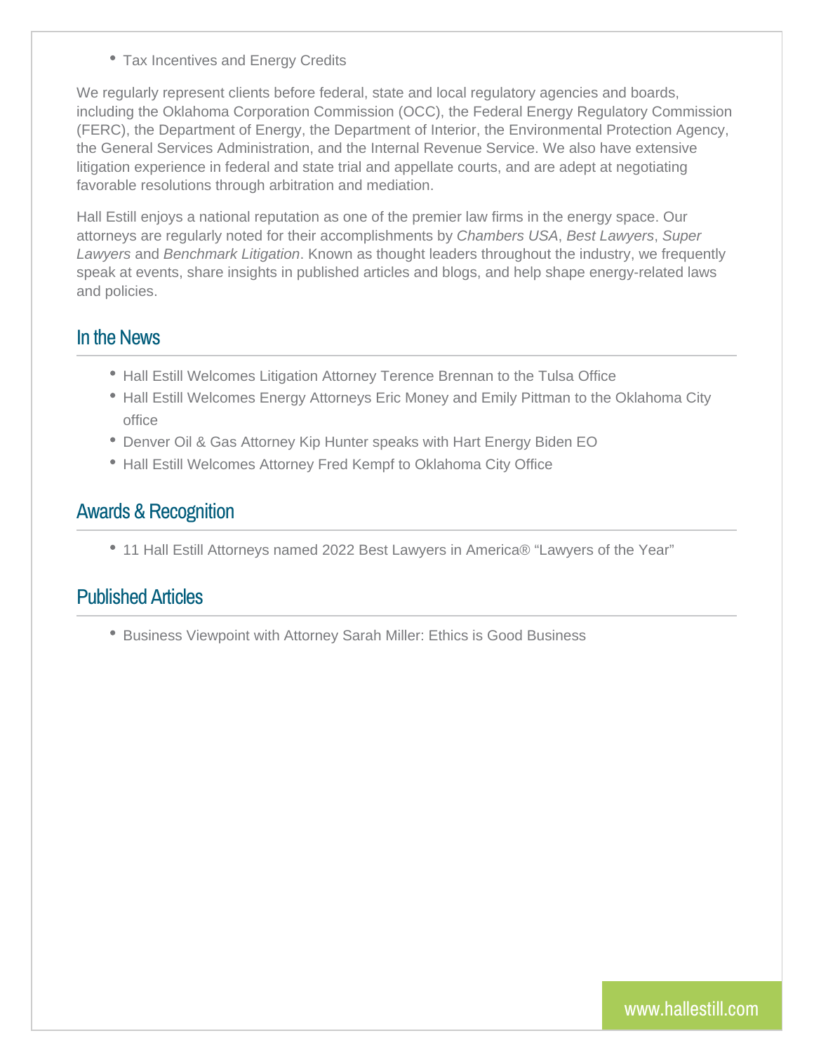- Tax Incentives and Energy Credits

We regularly represent clients before federal, state and local regulatory agencies and boards, including the Oklahoma Corporation Commission (OCC), the Federal Energy Regulatory Commission (FERC), the Department of Energy, the Department of Interior, the Environmental Protection Agency, the General Services Administration, and the Internal Revenue Service. We also have extensive litigation experience in federal and state trial and appellate courts, and are adept at negotiating favorable resolutions through arbitration and mediation.

Hall Estill enjoys a national reputation as one of the premier law firms in the energy space. Our attorneys are regularly noted for their accomplishments by *Chambers USA*, *Best Lawyers*, *Super Lawyers* and *Benchmark Litigation*. Known as thought leaders throughout the industry, we frequently speak at events, share insights in published articles and blogs, and help shape energy-related laws and policies.

## In the News

- Hall Estill Welcomes Litigation Attorney Terence Brennan to the Tulsa Office
- Hall Estill Welcomes Energy Attorneys Eric Money and Emily Pittman to the Oklahoma City office
- Denver Oil & Gas Attorney Kip Hunter speaks with Hart Energy Biden EO
- Hall Estill Welcomes Attorney Fred Kempf to Oklahoma City Office

## Awards & Recognition

- 11 Hall Estill Attorneys named 2022 Best Lawyers in America® "Lawyers of the Year"

## Published Articles

- Business Viewpoint with Attorney Sarah Miller: Ethics is Good Business

www.hallestill.com